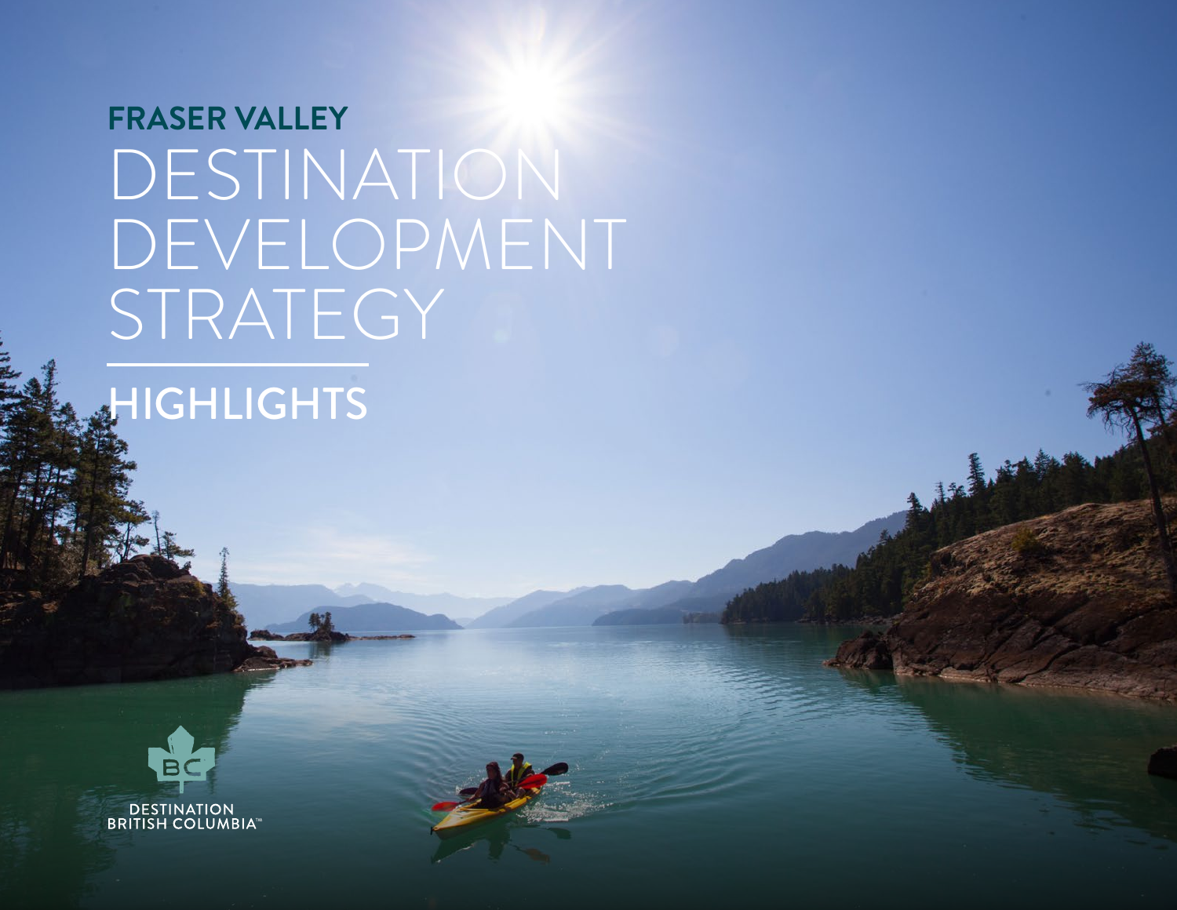# FRASER VALLEY DESTINATION DEVELOPMENT STRATEGY

## HIGHLIGHTS

DESTINATION BRITISH COLUMBIA™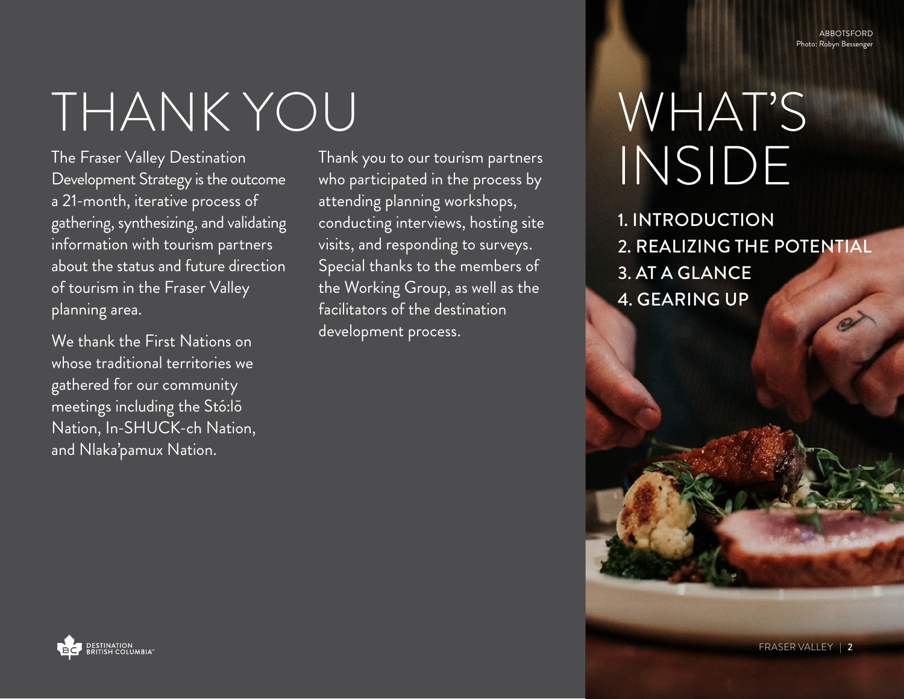# THANK YOU

The Fraser Valley Destination Development Strategy is the outcome a 21-month, iterative process of gathering, synthesizing, and validating information with tourism partners about the status and future direction of tourism in the Fraser Valley planning area.

We thank the First Nations on whose traditional territories we gathered for our community meetings including the Stó:lō Nation, In-SHUCK-ch Nation, and Nlaka'pamux Nation.

Thank you to our tourism partners who participated in the process by attending planning workshops, conducting interviews, hosting site visits, and responding to surveys. Special thanks to the members of the Working Group, as well as the facilitators of the destination development process.

ABBOTSFORD
Photo: Robyn Bessenger

# WHAT'S INSIDE

1. INTRODUCTION
2. REALIZING THE POTENTIAL
3. AT A GLANCE
4. GEARING UP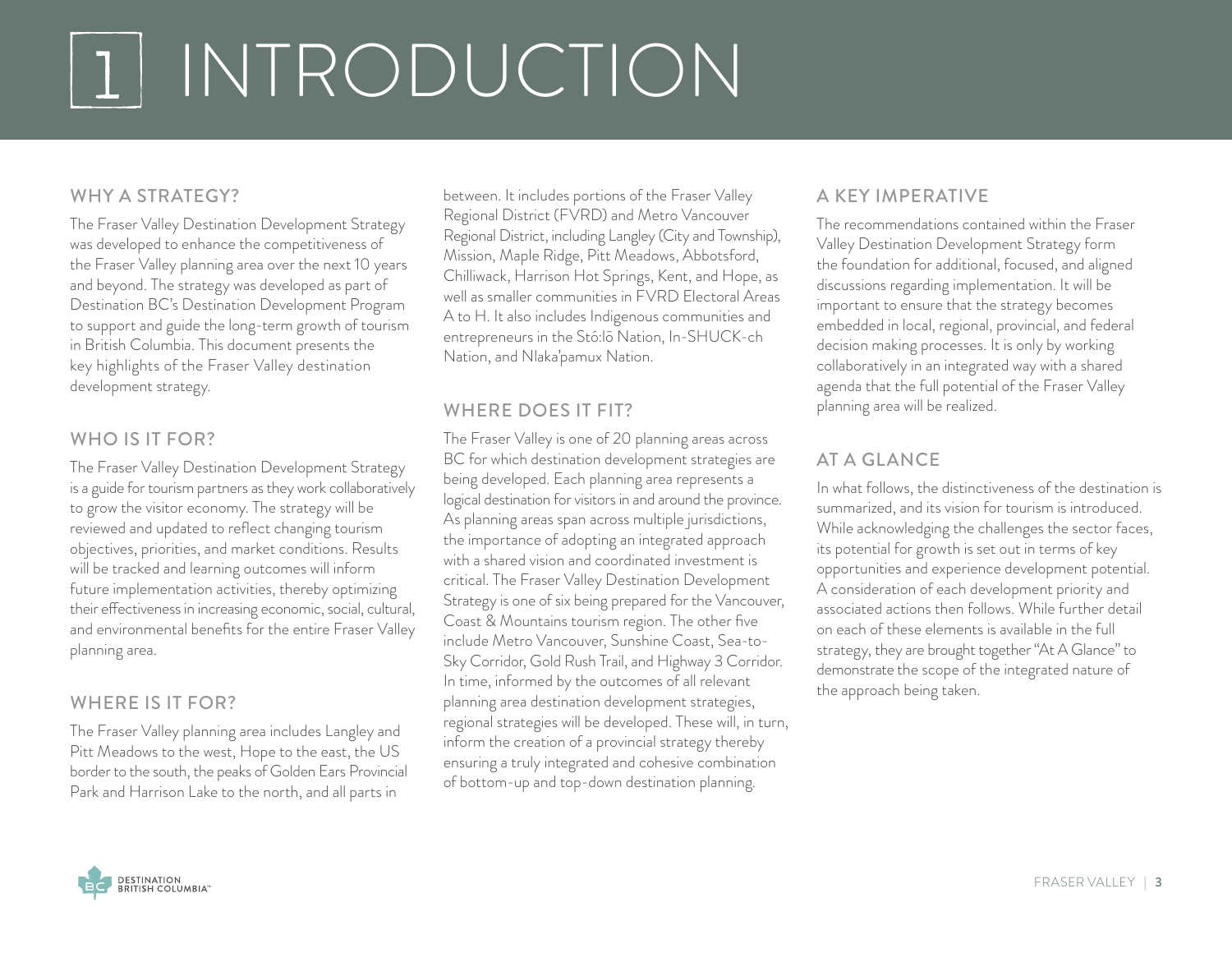# 1 INTRODUCTION

## WHY A STRATEGY?

The Fraser Valley Destination Development Strategy was developed to enhance the competitiveness of the Fraser Valley planning area over the next 10 years and beyond. The strategy was developed as part of Destination BC's Destination Development Program to support and guide the long-term growth of tourism in British Columbia. This document presents the key highlights of the Fraser Valley destination development strategy.

## WHO IS IT FOR?

The Fraser Valley Destination Development Strategy is a guide for tourism partners as they work collaboratively to grow the visitor economy. The strategy will be reviewed and updated to reflect changing tourism objectives, priorities, and market conditions. Results will be tracked and learning outcomes will inform future implementation activities, thereby optimizing their effectiveness in increasing economic, social, cultural, and environmental benefits for the entire Fraser Valley planning area.

## WHERE IS IT FOR?

The Fraser Valley planning area includes Langley and Pitt Meadows to the west, Hope to the east, the US border to the south, the peaks of Golden Ears Provincial Park and Harrison Lake to the north, and all parts in between. It includes portions of the Fraser Valley Regional District (FVRD) and Metro Vancouver Regional District, including Langley (City and Township), Mission, Maple Ridge, Pitt Meadows, Abbotsford, Chilliwack, Harrison Hot Springs, Kent, and Hope, as well as smaller communities in FVRD Electoral Areas A to H. It also includes Indigenous communities and entrepreneurs in the Stó:lō Nation, In-SHUCK-ch Nation, and Nlaka'pamux Nation.

## WHERE DOES IT FIT?

The Fraser Valley is one of 20 planning areas across BC for which destination development strategies are being developed. Each planning area represents a logical destination for visitors in and around the province. As planning areas span across multiple jurisdictions, the importance of adopting an integrated approach with a shared vision and coordinated investment is critical. The Fraser Valley Destination Development Strategy is one of six being prepared for the Vancouver, Coast & Mountains tourism region. The other five include Metro Vancouver, Sunshine Coast, Sea-to-Sky Corridor, Gold Rush Trail, and Highway 3 Corridor. In time, informed by the outcomes of all relevant planning area destination development strategies, regional strategies will be developed. These will, in turn, inform the creation of a provincial strategy thereby ensuring a truly integrated and cohesive combination of bottom-up and top-down destination planning.

## A KEY IMPERATIVE

The recommendations contained within the Fraser Valley Destination Development Strategy form the foundation for additional, focused, and aligned discussions regarding implementation. It will be important to ensure that the strategy becomes embedded in local, regional, provincial, and federal decision making processes. It is only by working collaboratively in an integrated way with a shared agenda that the full potential of the Fraser Valley planning area will be realized.

## AT A GLANCE

In what follows, the distinctiveness of the destination is summarized, and its vision for tourism is introduced. While acknowledging the challenges the sector faces, its potential for growth is set out in terms of key opportunities and experience development potential. A consideration of each development priority and associated actions then follows. While further detail on each of these elements is available in the full strategy, they are brought together "At A Glance" to demonstrate the scope of the integrated nature of the approach being taken.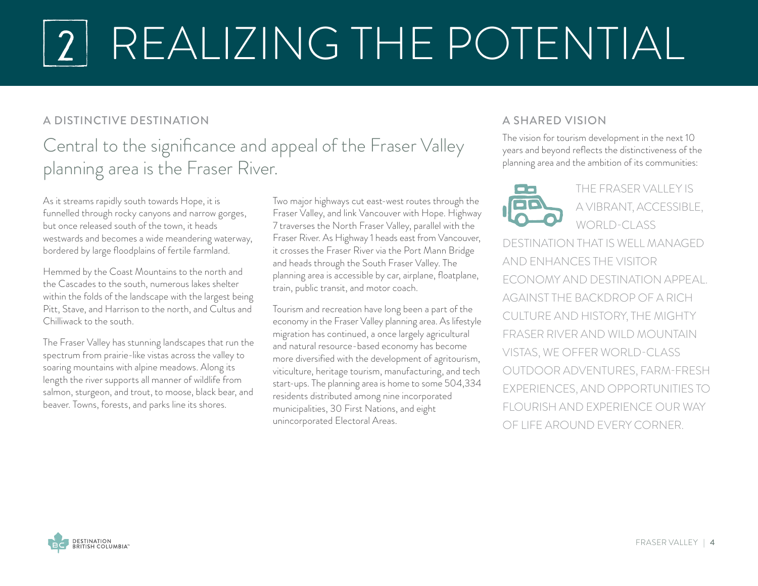# 2 REALIZING THE POTENTIAL

## A DISTINCTIVE DESTINATION

### Central to the significance and appeal of the Fraser Valley planning area is the Fraser River.

As it streams rapidly south towards Hope, it is funnelled through rocky canyons and narrow gorges, but once released south of the town, it heads westwards and becomes a wide meandering waterway, bordered by large floodplains of fertile farmland.

Hemmed by the Coast Mountains to the north and the Cascades to the south, numerous lakes shelter within the folds of the landscape with the largest being Pitt, Stave, and Harrison to the north, and Cultus and Chilliwack to the south.

The Fraser Valley has stunning landscapes that run the spectrum from prairie-like vistas across the valley to soaring mountains with alpine meadows. Along its length the river supports all manner of wildlife from salmon, sturgeon, and trout, to moose, black bear, and beaver. Towns, forests, and parks line its shores.

Two major highways cut east-west routes through the Fraser Valley, and link Vancouver with Hope. Highway 7 traverses the North Fraser Valley, parallel with the Fraser River. As Highway 1 heads east from Vancouver, it crosses the Fraser River via the Port Mann Bridge and heads through the South Fraser Valley. The planning area is accessible by car, airplane, floatplane, train, public transit, and motor coach.

Tourism and recreation have long been a part of the economy in the Fraser Valley planning area. As lifestyle migration has continued, a once largely agricultural and natural resource-based economy has become more diversified with the development of agritourism, viticulture, heritage tourism, manufacturing, and tech start-ups. The planning area is home to some 504,334 residents distributed among nine incorporated municipalities, 30 First Nations, and eight unincorporated Electoral Areas.

## A SHARED VISION

The vision for tourism development in the next 10 years and beyond reflects the distinctiveness of the planning area and the ambition of its communities:

THE FRASER VALLEY IS A VIBRANT, ACCESSIBLE, WORLD-CLASS DESTINATION THAT IS WELL MANAGED AND ENHANCES THE VISITOR ECONOMY AND DESTINATION APPEAL. AGAINST THE BACKDROP OF A RICH CULTURE AND HISTORY, THE MIGHTY FRASER RIVER AND WILD MOUNTAIN VISTAS, WE OFFER WORLD-CLASS OUTDOOR ADVENTURES, FARM-FRESH EXPERIENCES, AND OPPORTUNITIES TO FLOURISH AND EXPERIENCE OUR WAY OF LIFE AROUND EVERY CORNER.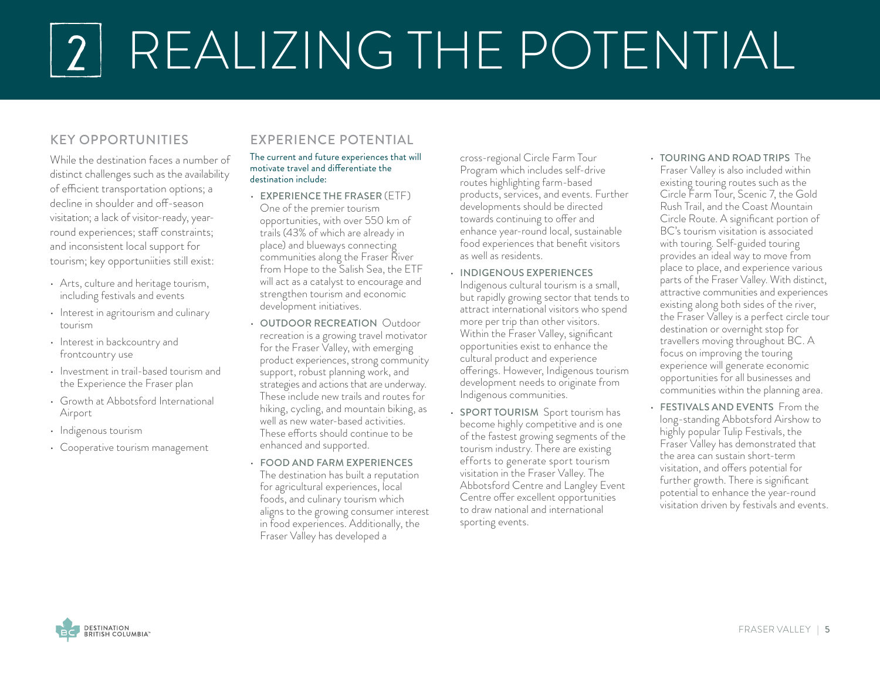# 2 REALIZING THE POTENTIAL

## KEY OPPORTUNITIES

While the destination faces a number of distinct challenges such as the availability of efficient transportation options; a decline in shoulder and off-season visitation; a lack of visitor-ready, year-round experiences; staff constraints; and inconsistent local support for tourism; key opportuniities still exist:

- Arts, culture and heritage tourism, including festivals and events
- Interest in agritourism and culinary tourism
- Interest in backcountry and frontcountry use
- Investment in trail-based tourism and the Experience the Fraser plan
- Growth at Abbotsford International Airport
- Indigenous tourism
- Cooperative tourism management

## EXPERIENCE POTENTIAL

The current and future experiences that will motivate travel and differentiate the destination include:

- **EXPERIENCE THE FRASER** (ETF) One of the premier tourism opportunities, with over 550 km of trails (43% of which are already in place) and blueways connecting communities along the Fraser River from Hope to the Salish Sea, the ETF will act as a catalyst to encourage and strengthen tourism and economic development initiatives.
- **OUTDOOR RECREATION** Outdoor recreation is a growing travel motivator for the Fraser Valley, with emerging product experiences, strong community support, robust planning work, and strategies and actions that are underway. These include new trails and routes for hiking, cycling, and mountain biking, as well as new water-based activities. These efforts should continue to be enhanced and supported.
- **FOOD AND FARM EXPERIENCES** The destination has built a reputation for agricultural experiences, local foods, and culinary tourism which aligns to the growing consumer interest in food experiences. Additionally, the Fraser Valley has developed a cross-regional Circle Farm Tour Program which includes self-drive routes highlighting farm-based products, services, and events. Further developments should be directed towards continuing to offer and enhance year-round local, sustainable food experiences that benefit visitors as well as residents.
- **INDIGENOUS EXPERIENCES** Indigenous cultural tourism is a small, but rapidly growing sector that tends to attract international visitors who spend more per trip than other visitors. Within the Fraser Valley, significant opportunities exist to enhance the cultural product and experience offerings. However, Indigenous tourism development needs to originate from Indigenous communities.
- **SPORT TOURISM** Sport tourism has become highly competitive and is one of the fastest growing segments of the tourism industry. There are existing efforts to generate sport tourism visitation in the Fraser Valley. The Abbotsford Centre and Langley Event Centre offer excellent opportunities to draw national and international sporting events.
- **TOURING AND ROAD TRIPS** The Fraser Valley is also included within existing touring routes such as the Circle Farm Tour, Scenic 7, the Gold Rush Trail, and the Coast Mountain Circle Route. A significant portion of BC's tourism visitation is associated with touring. Self-guided touring provides an ideal way to move from place to place, and experience various parts of the Fraser Valley. With distinct, attractive communities and experiences existing along both sides of the river, the Fraser Valley is a perfect circle tour destination or overnight stop for travellers moving throughout BC. A focus on improving the touring experience will generate economic opportunities for all businesses and communities within the planning area.
- **FESTIVALS AND EVENTS** From the long-standing Abbotsford Airshow to highly popular Tulip Festivals, the Fraser Valley has demonstrated that the area can sustain short-term visitation, and offers potential for further growth. There is significant potential to enhance the year-round visitation driven by festivals and events.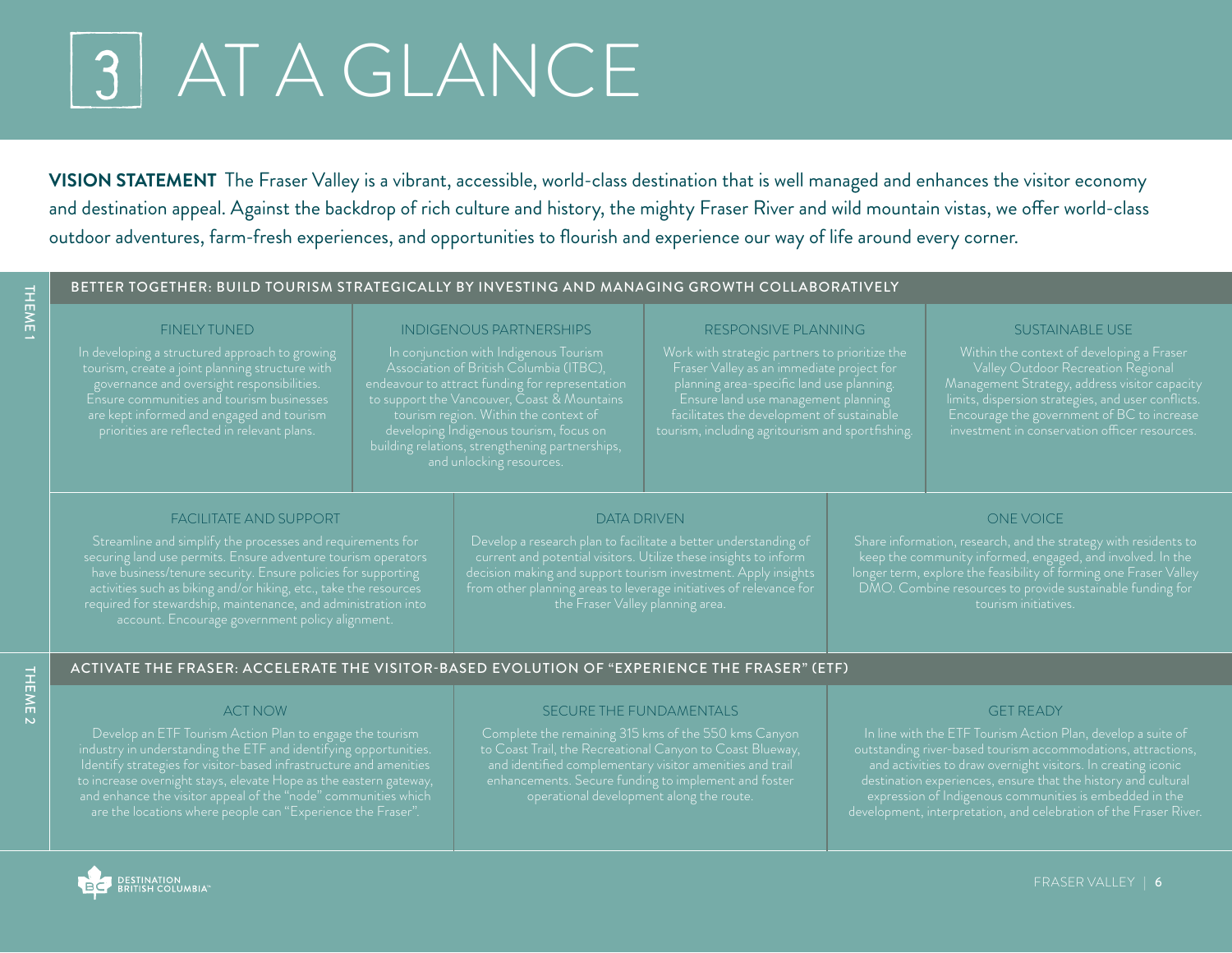# 3 AT A GLANCE

**VISION STATEMENT** The Fraser Valley is a vibrant, accessible, world-class destination that is well managed and enhances the visitor economy and destination appeal. Against the backdrop of rich culture and history, the mighty Fraser River and wild mountain vistas, we offer world-class outdoor adventures, farm-fresh experiences, and opportunities to flourish and experience our way of life around every corner.

## THEME 1

### BETTER TOGETHER: BUILD TOURISM STRATEGICALLY BY INVESTING AND MANAGING GROWTH COLLABORATIVELY

#### FINELY TUNED

In developing a structured approach to growing tourism, create a joint planning structure with governance and oversight responsibilities. Ensure communities and tourism businesses are kept informed and engaged and tourism priorities are reflected in relevant plans.

#### INDIGENOUS PARTNERSHIPS

In conjunction with Indigenous Tourism Association of British Columbia (ITBC), endeavour to attract funding for representation to support the Vancouver, Coast & Mountains tourism region. Within the context of developing Indigenous tourism, focus on building relations, strengthening partnerships, and unlocking resources.

#### RESPONSIVE PLANNING

Work with strategic partners to prioritize the Fraser Valley as an immediate project for planning area-specific land use planning. Ensure land use management planning facilitates the development of sustainable tourism, including agritourism and sportfishing.

#### SUSTAINABLE USE

Within the context of developing a Fraser Valley Outdoor Recreation Regional Management Strategy, address visitor capacity limits, dispersion strategies, and user conflicts. Encourage the government of BC to increase investment in conservation officer resources.

#### FACILITATE AND SUPPORT

Streamline and simplify the processes and requirements for securing land use permits. Ensure adventure tourism operators have business/tenure security. Ensure policies for supporting activities such as biking and/or hiking, etc., take the resources required for stewardship, maintenance, and administration into account. Encourage government policy alignment.

#### DATA DRIVEN

Develop a research plan to facilitate a better understanding of current and potential visitors. Utilize these insights to inform decision making and support tourism investment. Apply insights from other planning areas to leverage initiatives of relevance for the Fraser Valley planning area.

#### ONE VOICE

Share information, research, and the strategy with residents to keep the community informed, engaged, and involved. In the longer term, explore the feasibility of forming one Fraser Valley DMO. Combine resources to provide sustainable funding for tourism initiatives.

## THEME 2

### ACTIVATE THE FRASER: ACCELERATE THE VISITOR-BASED EVOLUTION OF "EXPERIENCE THE FRASER" (ETF)

#### ACT NOW

Develop an ETF Tourism Action Plan to engage the tourism industry in understanding the ETF and identifying opportunities. Identify strategies for visitor-based infrastructure and amenities to increase overnight stays, elevate Hope as the eastern gateway, and enhance the visitor appeal of the "node" communities which are the locations where people can "Experience the Fraser".

#### SECURE THE FUNDAMENTALS

Complete the remaining 315 kms of the 550 kms Canyon to Coast Trail, the Recreational Canyon to Coast Blueway, and identified complementary visitor amenities and trail enhancements. Secure funding to implement and foster operational development along the route.

#### GET READY

In line with the ETF Tourism Action Plan, develop a suite of outstanding river-based tourism accommodations, attractions, and activities to draw overnight visitors. In creating iconic destination experiences, ensure that the history and cultural expression of Indigenous communities is embedded in the development, interpretation, and celebration of the Fraser River.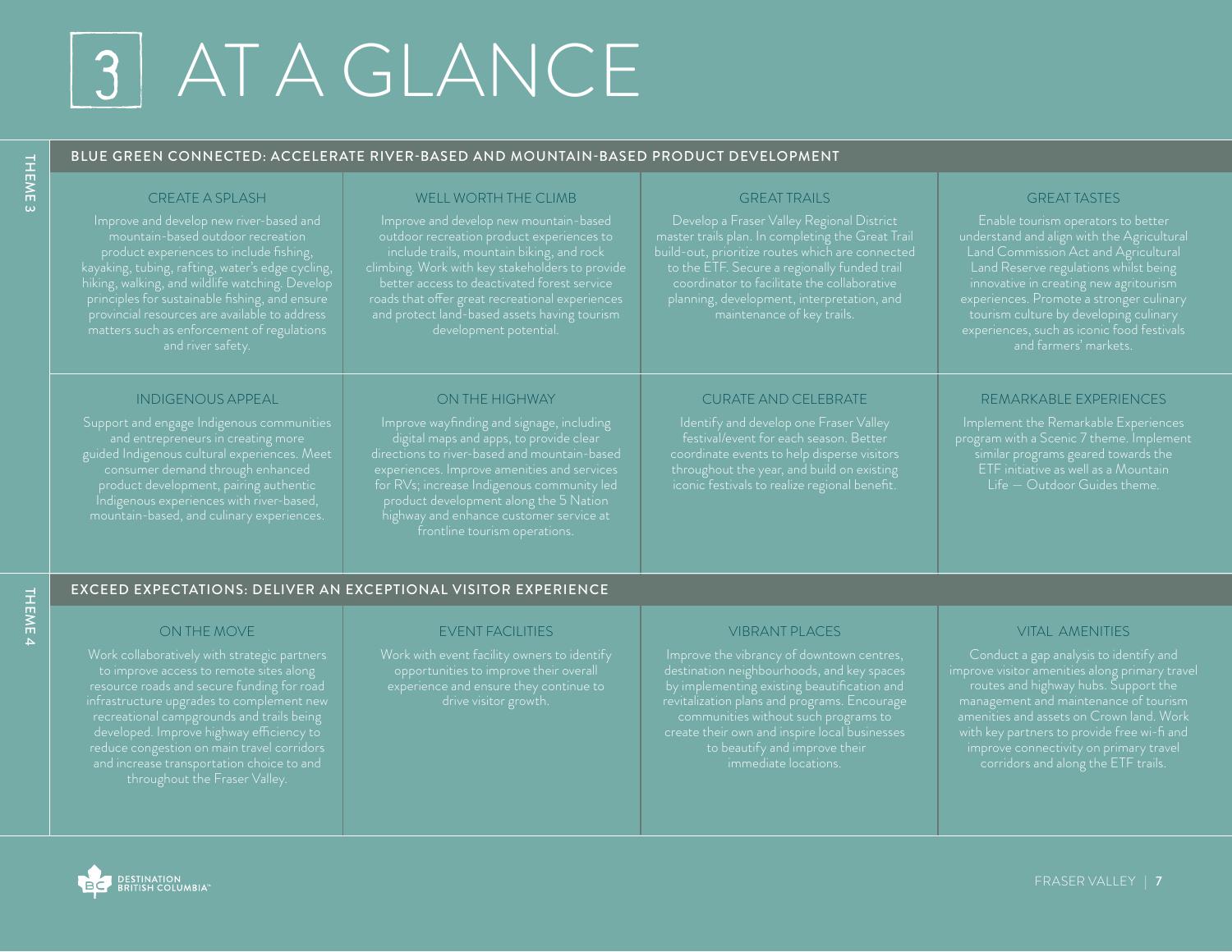# 3 AT A GLANCE

## THEME 3 — BLUE GREEN CONNECTED: ACCELERATE RIVER-BASED AND MOUNTAIN-BASED PRODUCT DEVELOPMENT

### CREATE A SPLASH

Improve and develop new river-based and mountain-based outdoor recreation product experiences to include fishing, kayaking, tubing, rafting, water's edge cycling, hiking, walking, and wildlife watching. Develop principles for sustainable fishing, and ensure provincial resources are available to address matters such as enforcement of regulations and river safety.

### WELL WORTH THE CLIMB

Improve and develop new mountain-based outdoor recreation product experiences to include trails, mountain biking, and rock climbing. Work with key stakeholders to provide better access to deactivated forest service roads that offer great recreational experiences and protect land-based assets having tourism development potential.

### GREAT TRAILS

Develop a Fraser Valley Regional District master trails plan. In completing the Great Trail build-out, prioritize routes which are connected to the ETF. Secure a regionally funded trail coordinator to facilitate the collaborative planning, development, interpretation, and maintenance of key trails.

### GREAT TASTES

Enable tourism operators to better understand and align with the Agricultural Land Commission Act and Agricultural Land Reserve regulations whilst being innovative in creating new agritourism experiences. Promote a stronger culinary tourism culture by developing culinary experiences, such as iconic food festivals and farmers' markets.

### INDIGENOUS APPEAL

Support and engage Indigenous communities and entrepreneurs in creating more guided Indigenous cultural experiences. Meet consumer demand through enhanced product development, pairing authentic Indigenous experiences with river-based, mountain-based, and culinary experiences.

### ON THE HIGHWAY

Improve wayfinding and signage, including digital maps and apps, to provide clear directions to river-based and mountain-based experiences. Improve amenities and services for RVs; increase Indigenous community led product development along the 5 Nation highway and enhance customer service at frontline tourism operations.

### CURATE AND CELEBRATE

Identify and develop one Fraser Valley festival/event for each season. Better coordinate events to help disperse visitors throughout the year, and build on existing iconic festivals to realize regional benefit.

### REMARKABLE EXPERIENCES

Implement the Remarkable Experiences program with a Scenic 7 theme. Implement similar programs geared towards the ETF initiative as well as a Mountain Life — Outdoor Guides theme.

## THEME 4 — EXCEED EXPECTATIONS: DELIVER AN EXCEPTIONAL VISITOR EXPERIENCE

### ON THE MOVE

Work collaboratively with strategic partners to improve access to remote sites along resource roads and secure funding for road infrastructure upgrades to complement new recreational campgrounds and trails being developed. Improve highway efficiency to reduce congestion on main travel corridors and increase transportation choice to and throughout the Fraser Valley.

### EVENT FACILITIES

Work with event facility owners to identify opportunities to improve their overall experience and ensure they continue to drive visitor growth.

### VIBRANT PLACES

Improve the vibrancy of downtown centres, destination neighbourhoods, and key spaces by implementing existing beautification and revitalization plans and programs. Encourage communities without such programs to create their own and inspire local businesses to beautify and improve their immediate locations.

### VITAL AMENITIES

Conduct a gap analysis to identify and improve visitor amenities along primary travel routes and highway hubs. Support the management and maintenance of tourism amenities and assets on Crown land. Work with key partners to provide free wi-fi and improve connectivity on primary travel corridors and along the ETF trails.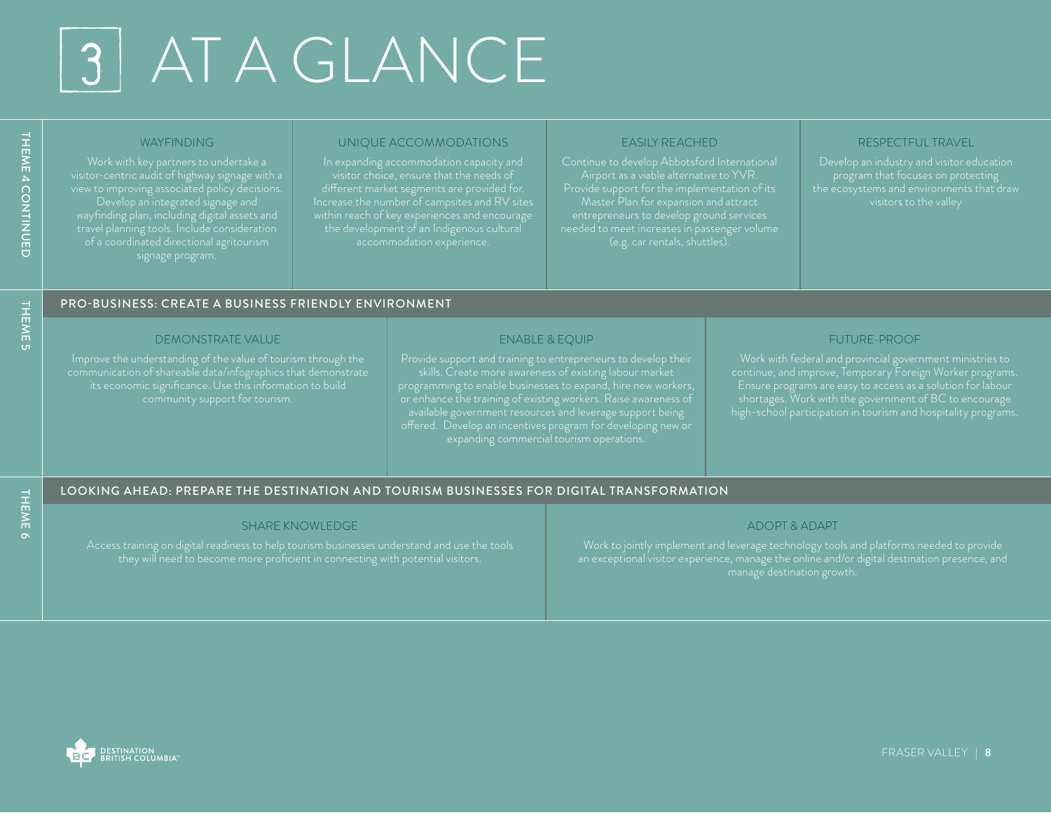# 3 AT A GLANCE

## THEME 4 CONTINUED

### WAYFINDING

Work with key partners to undertake a visitor-centric audit of highway signage with a view to improving associated policy decisions. Develop an integrated signage and wayfinding plan, including digital assets and travel planning tools. Include consideration of a coordinated directional agritourism signage program.

### UNIQUE ACCOMMODATIONS

In expanding accommodation capacity and visitor choice, ensure that the needs of different market segments are provided for. Increase the number of campsites and RV sites within reach of key experiences and encourage the development of an Indigenous cultural accommodation experience.

### EASILY REACHED

Continue to develop Abbotsford International Airport as a viable alternative to YVR. Provide support for the implementation of its Master Plan for expansion and attract entrepreneurs to develop ground services needed to meet increases in passenger volume (e.g. car rentals, shuttles).

### RESPECTFUL TRAVEL

Develop an industry and visitor education program that focuses on protecting the ecosystems and environments that draw visitors to the valley

## THEME 5

## PRO-BUSINESS: CREATE A BUSINESS FRIENDLY ENVIRONMENT

### DEMONSTRATE VALUE

Improve the understanding of the value of tourism through the communication of shareable data/infographics that demonstrate its economic significance. Use this information to build community support for tourism.

### ENABLE & EQUIP

Provide support and training to entrepreneurs to develop their skills. Create more awareness of existing labour market programming to enable businesses to expand, hire new workers, or enhance the training of existing workers. Raise awareness of available government resources and leverage support being offered. Develop an incentives program for developing new or expanding commercial tourism operations.

### FUTURE-PROOF

Work with federal and provincial government ministries to continue, and improve, Temporary Foreign Worker programs. Ensure programs are easy to access as a solution for labour shortages. Work with the government of BC to encourage high-school participation in tourism and hospitality programs.

## THEME 6

## LOOKING AHEAD: PREPARE THE DESTINATION AND TOURISM BUSINESSES FOR DIGITAL TRANSFORMATION

### SHARE KNOWLEDGE

Access training on digital readiness to help tourism businesses understand and use the tools they will need to become more proficient in connecting with potential visitors.

### ADOPT & ADAPT

Work to jointly implement and leverage technology tools and platforms needed to provide an exceptional visitor experience, manage the online and/or digital destination presence, and manage destination growth.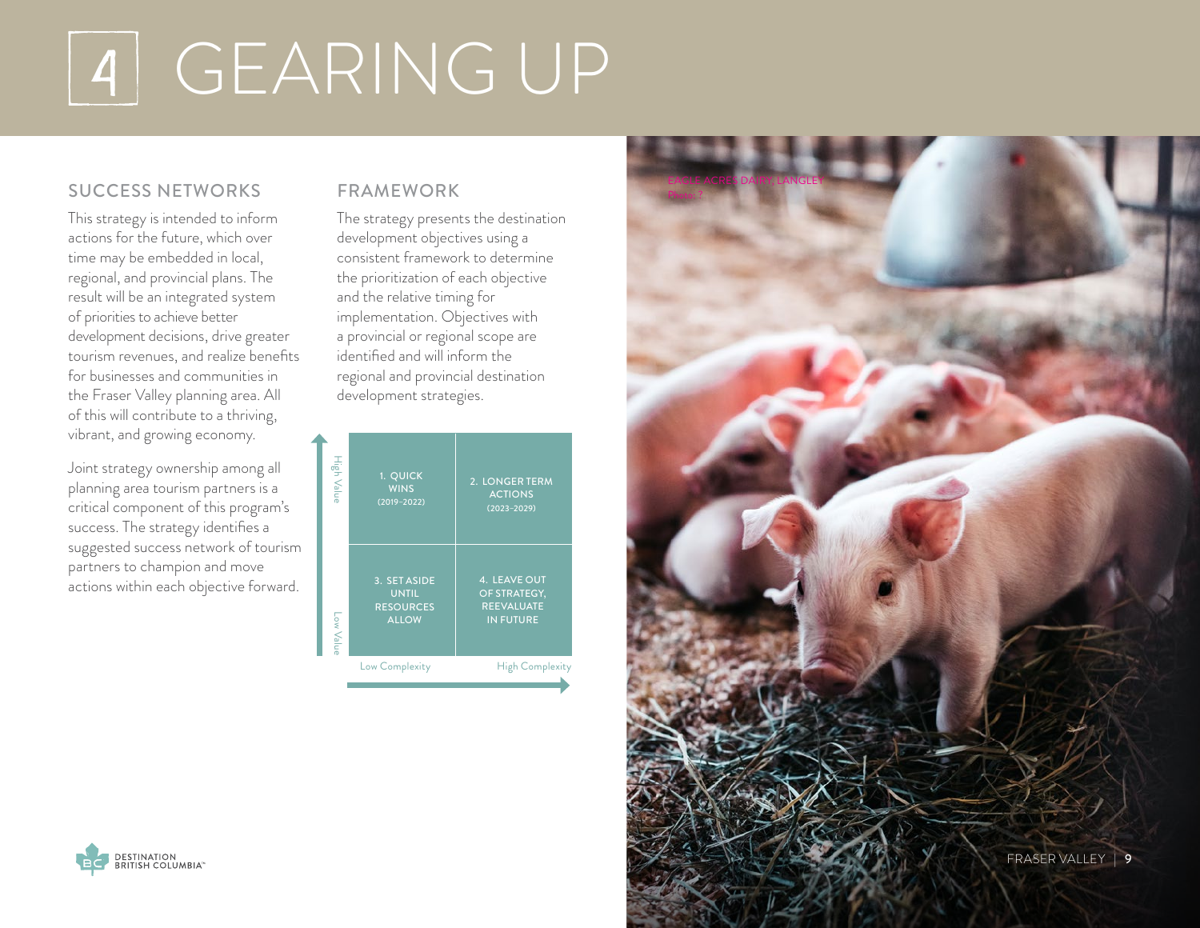# 4 GEARING UP

## SUCCESS NETWORKS

This strategy is intended to inform actions for the future, which over time may be embedded in local, regional, and provincial plans. The result will be an integrated system of priorities to achieve better development decisions, drive greater tourism revenues, and realize benefits for businesses and communities in the Fraser Valley planning area. All of this will contribute to a thriving, vibrant, and growing economy.

Joint strategy ownership among all planning area tourism partners is a critical component of this program's success. The strategy identifies a suggested success network of tourism partners to champion and move actions within each objective forward.

## FRAMEWORK

The strategy presents the destination development objectives using a consistent framework to determine the prioritization of each objective and the relative timing for implementation. Objectives with a provincial or regional scope are identified and will inform the regional and provincial destination development strategies.

| | Low Complexity | High Complexity |
|---|---|---|
| **High Value** | 1. QUICK WINS (2019–2022) | 2. LONGER TERM ACTIONS (2023–2029) |
| **Low Value** | 3. SET ASIDE UNTIL RESOURCES ALLOW | 4. LEAVE OUT OF STRATEGY, REEVALUATE IN FUTURE |

EAGLE ACRES DAIRY, LANGLEY
Photo: ?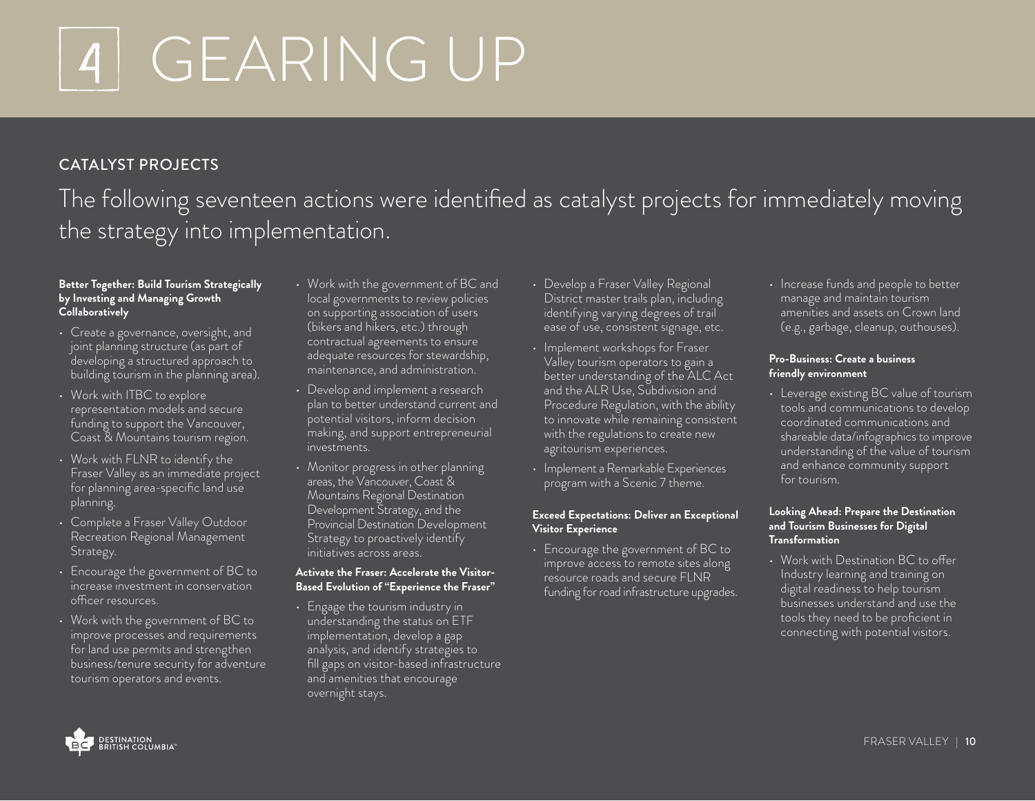# 4 GEARING UP

## CATALYST PROJECTS

The following seventeen actions were identified as catalyst projects for immediately moving the strategy into implementation.

**Better Together: Build Tourism Strategically by Investing and Managing Growth Collaboratively**

- Create a governance, oversight, and joint planning structure (as part of developing a structured approach to building tourism in the planning area).
- Work with ITBC to explore representation models and secure funding to support the Vancouver, Coast & Mountains tourism region.
- Work with FLNR to identify the Fraser Valley as an immediate project for planning area-specific land use planning.
- Complete a Fraser Valley Outdoor Recreation Regional Management Strategy.
- Encourage the government of BC to increase investment in conservation officer resources.
- Work with the government of BC to improve processes and requirements for land use permits and strengthen business/tenure security for adventure tourism operators and events.
- Work with the government of BC and local governments to review policies on supporting association of users (bikers and hikers, etc.) through contractual agreements to ensure adequate resources for stewardship, maintenance, and administration.
- Develop and implement a research plan to better understand current and potential visitors, inform decision making, and support entrepreneurial investments.
- Monitor progress in other planning areas, the Vancouver, Coast & Mountains Regional Destination Development Strategy, and the Provincial Destination Development Strategy to proactively identify initiatives across areas.

**Activate the Fraser: Accelerate the Visitor-Based Evolution of "Experience the Fraser"**

- Engage the tourism industry in understanding the status on ETF implementation, develop a gap analysis, and identify strategies to fill gaps on visitor-based infrastructure and amenities that encourage overnight stays.
- Develop a Fraser Valley Regional District master trails plan, including identifying varying degrees of trail ease of use, consistent signage, etc.
- Implement workshops for Fraser Valley tourism operators to gain a better understanding of the ALC Act and the ALR Use, Subdivision and Procedure Regulation, with the ability to innovate while remaining consistent with the regulations to create new agritourism experiences.
- Implement a Remarkable Experiences program with a Scenic 7 theme.

**Exceed Expectations: Deliver an Exceptional Visitor Experience**

- Encourage the government of BC to improve access to remote sites along resource roads and secure FLNR funding for road infrastructure upgrades.
- Increase funds and people to better manage and maintain tourism amenities and assets on Crown land (e.g., garbage, cleanup, outhouses).

**Pro-Business: Create a business friendly environment**

- Leverage existing BC value of tourism tools and communications to develop coordinated communications and shareable data/infographics to improve understanding of the value of tourism and enhance community support for tourism.

**Looking Ahead: Prepare the Destination and Tourism Businesses for Digital Transformation**

- Work with Destination BC to offer Industry learning and training on digital readiness to help tourism businesses understand and use the tools they need to be proficient in connecting with potential visitors.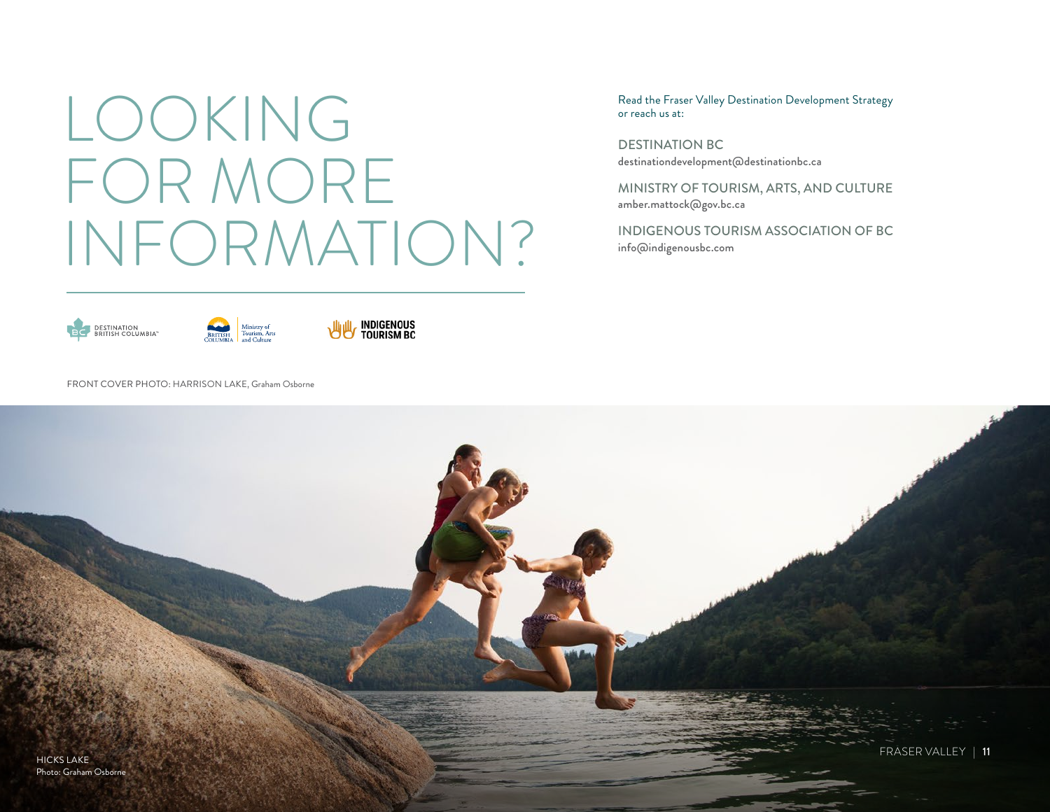# LOOKING FOR MORE INFORMATION?

Read the Fraser Valley Destination Development Strategy or reach us at:

DESTINATION BC
destinationdevelopment@destinationbc.ca

MINISTRY OF TOURISM, ARTS, AND CULTURE
amber.mattock@gov.bc.ca

INDIGENOUS TOURISM ASSOCIATION OF BC
info@indigenousbc.com

FRONT COVER PHOTO: HARRISON LAKE, Graham Osborne

HICKS LAKE
Photo: Graham Osborne